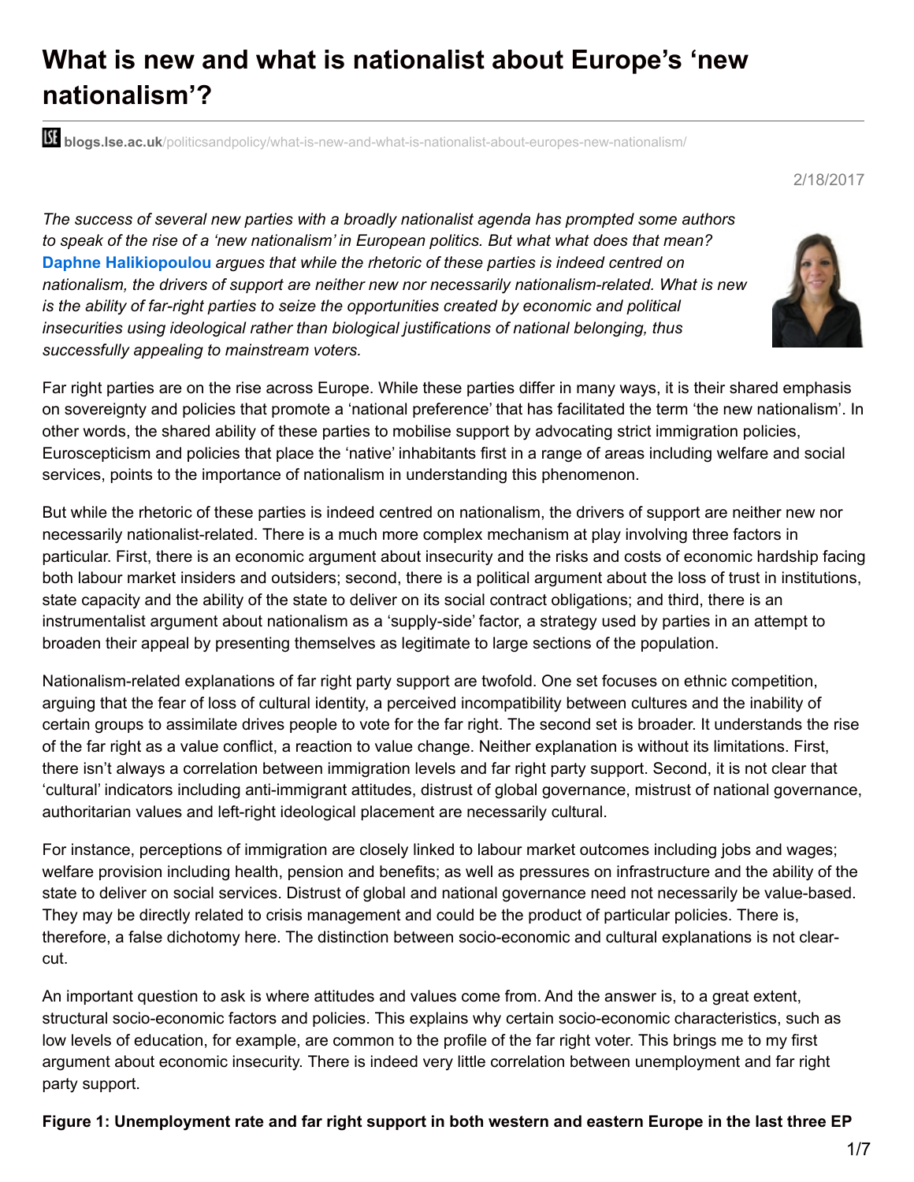# What is new and what is nationalist about Europe's 'new nationalism'?

blogs.lse.ac.uk/politicsandpolicy/what-is-new-and-what-is-nationalist-about-europes-new-nationalism/

2/18/2017

*The success of several new parties with a broadly nationalist agenda has prompted some authors to speak of the rise of a 'new nationalism' in European politics. But what what does that mean?* **Daphne Halikiopoulou** *argues that while the rhetoric of these parties is indeed centred on nationalism, the drivers of support are neither new nor necessarily nationalism-related. What is new is the ability of far-right parties to seize the opportunities created by economic and political insecurities using ideological rather than biological justifications of national belonging, thus successfully appealing to mainstream voters.*

Far right parties are on the rise across Europe. While these parties differ in many ways, it is their shared emphasis on sovereignty and policies that promote a 'national preference' that has facilitated the term 'the new nationalism'. In other words, the shared ability of these parties to mobilise support by advocating strict immigration policies, Euroscepticism and policies that place the 'native' inhabitants first in a range of areas including welfare and social services, points to the importance of nationalism in understanding this phenomenon.

But while the rhetoric of these parties is indeed centred on nationalism, the drivers of support are neither new nor necessarily nationalist-related. There is a much more complex mechanism at play involving three factors in particular. First, there is an economic argument about insecurity and the risks and costs of economic hardship facing both labour market insiders and outsiders; second, there is a political argument about the loss of trust in institutions, state capacity and the ability of the state to deliver on its social contract obligations; and third, there is an instrumentalist argument about nationalism as a 'supply-side' factor, a strategy used by parties in an attempt to broaden their appeal by presenting themselves as legitimate to large sections of the population.

Nationalism-related explanations of far right party support are twofold. One set focuses on ethnic competition, arguing that the fear of loss of cultural identity, a perceived incompatibility between cultures and the inability of certain groups to assimilate drives people to vote for the far right. The second set is broader. It understands the rise of the far right as a value conflict, a reaction to value change. Neither explanation is without its limitations. First, there isn't always a correlation between immigration levels and far right party support. Second, it is not clear that 'cultural' indicators including anti-immigrant attitudes, distrust of global governance, mistrust of national governance, authoritarian values and left-right ideological placement are necessarily cultural.

For instance, perceptions of immigration are closely linked to labour market outcomes including jobs and wages; welfare provision including health, pension and benefits; as well as pressures on infrastructure and the ability of the state to deliver on social services. Distrust of global and national governance need not necessarily be value-based. They may be directly related to crisis management and could be the product of particular policies. There is, therefore, a false dichotomy here. The distinction between socio-economic and cultural explanations is not clear-cut.

An important question to ask is where attitudes and values come from. And the answer is, to a great extent, structural socio-economic factors and policies. This explains why certain socio-economic characteristics, such as low levels of education, for example, are common to the profile of the far right voter. This brings me to my first argument about economic insecurity. There is indeed very little correlation between unemployment and far right party support.

**Figure 1: Unemployment rate and far right support in both western and eastern Europe in the last three EP**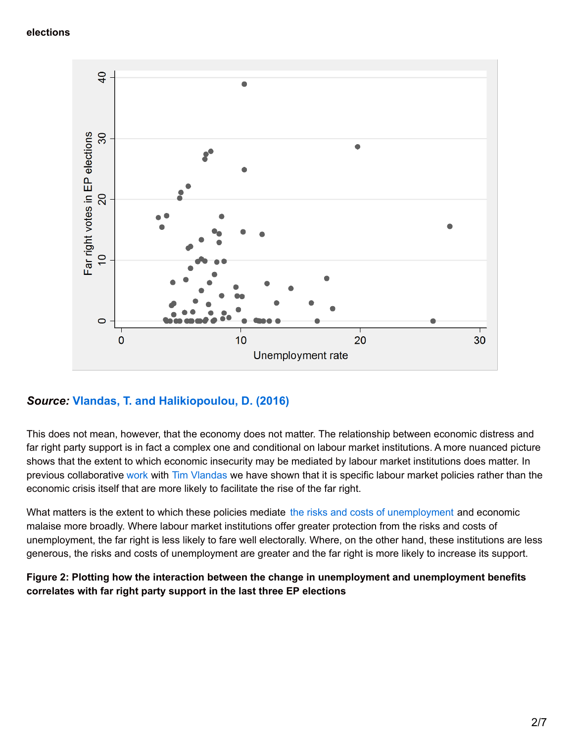**elections**

***Source:*** **Vlandas, T. and Halikiopoulou, D. (2016)**

This does not mean, however, that the economy does not matter. The relationship between economic distress and far right party support is in fact a complex one and conditional on labour market institutions. A more nuanced picture shows that the extent to which economic insecurity may be mediated by labour market institutions does matter. In previous collaborative work with Tim Vlandas we have shown that it is specific labour market policies rather than the economic crisis itself that are more likely to facilitate the rise of the far right.

What matters is the extent to which these policies mediate the risks and costs of unemployment and economic malaise more broadly. Where labour market institutions offer greater protection from the risks and costs of unemployment, the far right is less likely to fare well electorally. Where, on the other hand, these institutions are less generous, the risks and costs of unemployment are greater and the far right is more likely to increase its support.

**Figure 2: Plotting how the interaction between the change in unemployment and unemployment benefits correlates with far right party support in the last three EP elections**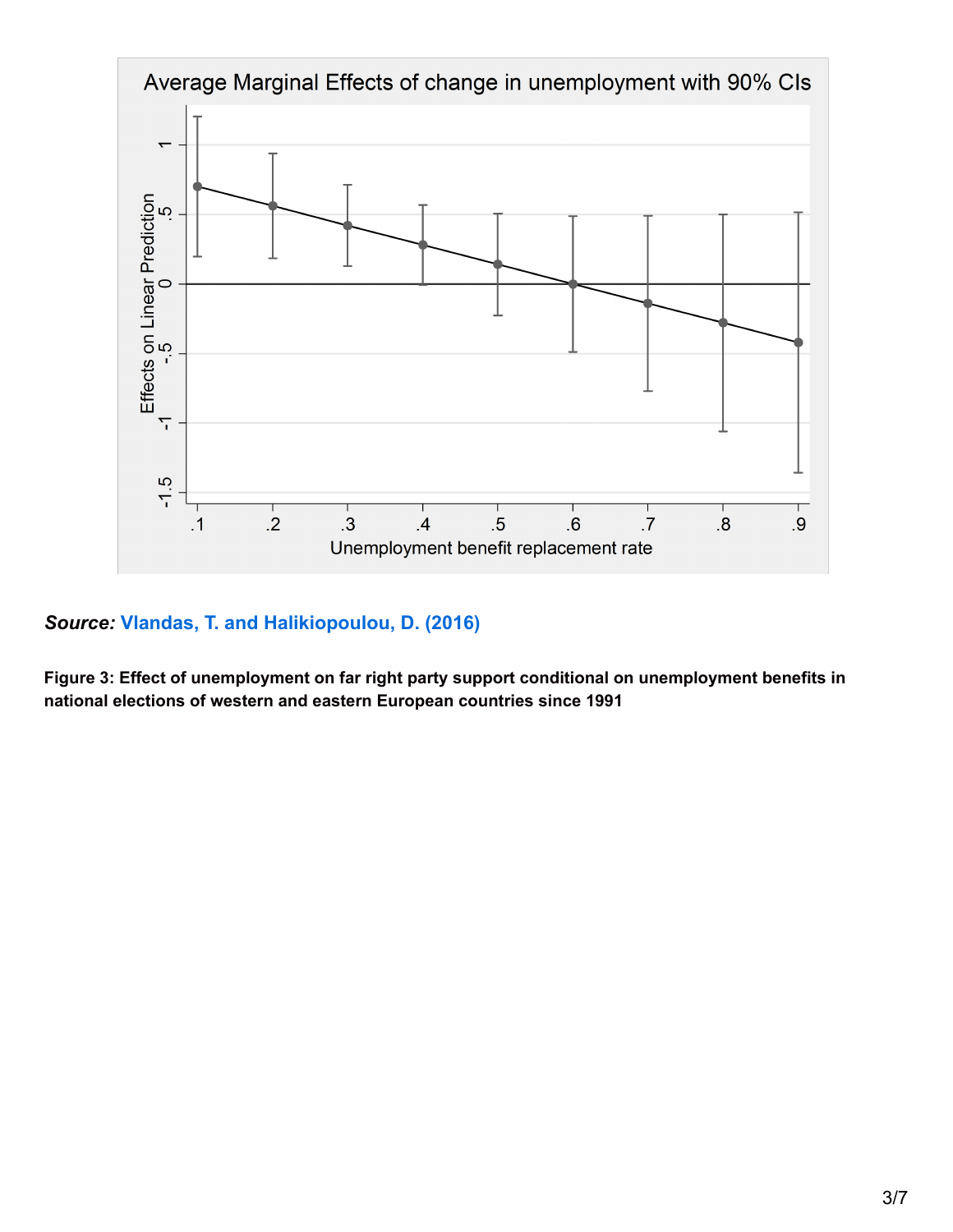***Source:*** **Vlandas, T. and Halikiopoulou, D. (2016)**

**Figure 3: Effect of unemployment on far right party support conditional on unemployment benefits in national elections of western and eastern European countries since 1991**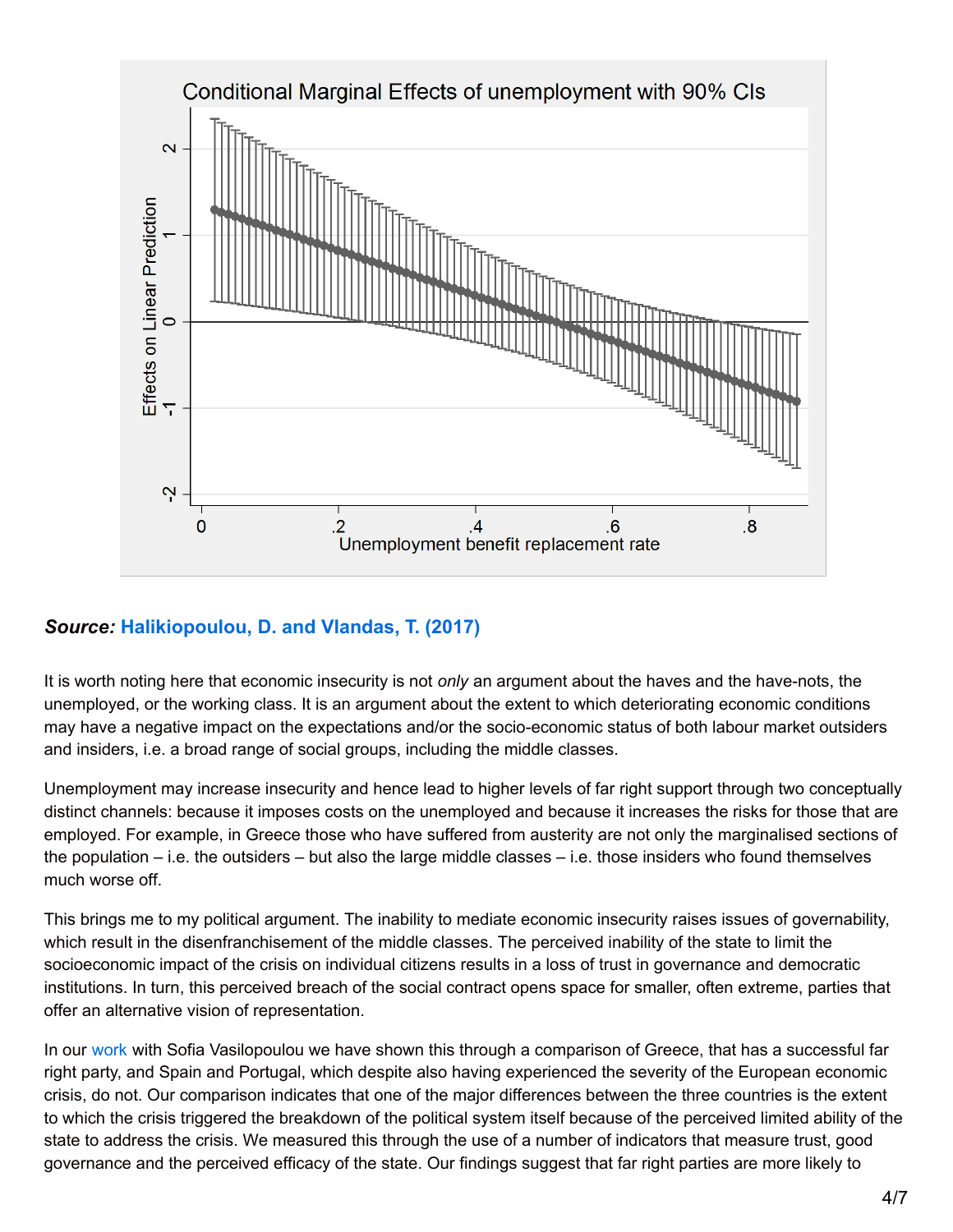**_Source:_ Halikiopoulou, D. and Vlandas, T. (2017)**

It is worth noting here that economic insecurity is not *only* an argument about the haves and the have-nots, the unemployed, or the working class. It is an argument about the extent to which deteriorating economic conditions may have a negative impact on the expectations and/or the socio-economic status of both labour market outsiders and insiders, i.e. a broad range of social groups, including the middle classes.

Unemployment may increase insecurity and hence lead to higher levels of far right support through two conceptually distinct channels: because it imposes costs on the unemployed and because it increases the risks for those that are employed. For example, in Greece those who have suffered from austerity are not only the marginalised sections of the population – i.e. the outsiders – but also the large middle classes – i.e. those insiders who found themselves much worse off.

This brings me to my political argument. The inability to mediate economic insecurity raises issues of governability, which result in the disenfranchisement of the middle classes. The perceived inability of the state to limit the socioeconomic impact of the crisis on individual citizens results in a loss of trust in governance and democratic institutions. In turn, this perceived breach of the social contract opens space for smaller, often extreme, parties that offer an alternative vision of representation.

In our work with Sofia Vasilopoulou we have shown this through a comparison of Greece, that has a successful far right party, and Spain and Portugal, which despite also having experienced the severity of the European economic crisis, do not. Our comparison indicates that one of the major differences between the three countries is the extent to which the crisis triggered the breakdown of the political system itself because of the perceived limited ability of the state to address the crisis. We measured this through the use of a number of indicators that measure trust, good governance and the perceived efficacy of the state. Our findings suggest that far right parties are more likely to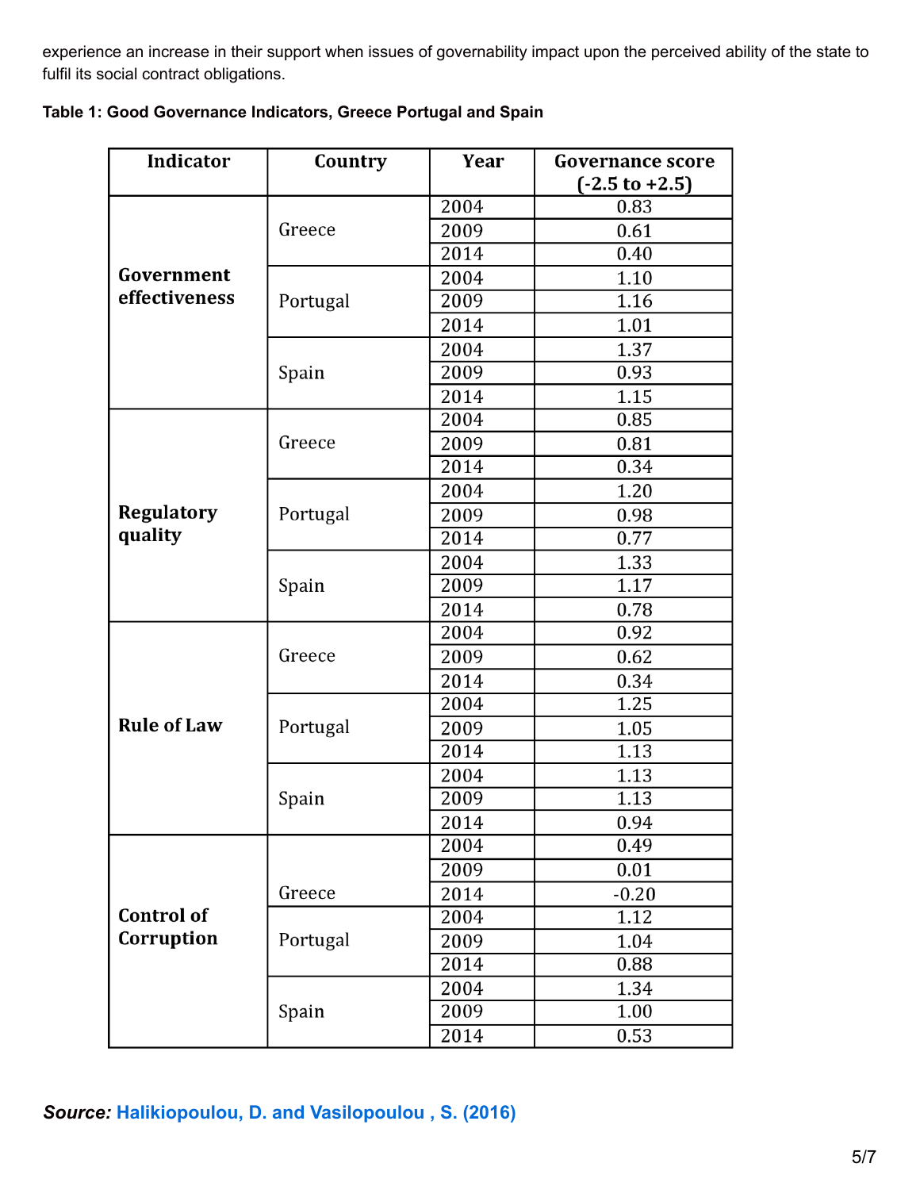experience an increase in their support when issues of governability impact upon the perceived ability of the state to fulfil its social contract obligations.

**Table 1: Good Governance Indicators, Greece Portugal and Spain**

| Indicator | Country | Year | Governance score (-2.5 to +2.5) |
|---|---|---|---|
| **Government effectiveness** | Greece | 2004 | 0.83 |
| | | 2009 | 0.61 |
| | | 2014 | 0.40 |
| | Portugal | 2004 | 1.10 |
| | | 2009 | 1.16 |
| | | 2014 | 1.01 |
| | Spain | 2004 | 1.37 |
| | | 2009 | 0.93 |
| | | 2014 | 1.15 |
| **Regulatory quality** | Greece | 2004 | 0.85 |
| | | 2009 | 0.81 |
| | | 2014 | 0.34 |
| | Portugal | 2004 | 1.20 |
| | | 2009 | 0.98 |
| | | 2014 | 0.77 |
| | Spain | 2004 | 1.33 |
| | | 2009 | 1.17 |
| | | 2014 | 0.78 |
| **Rule of Law** | Greece | 2004 | 0.92 |
| | | 2009 | 0.62 |
| | | 2014 | 0.34 |
| | Portugal | 2004 | 1.25 |
| | | 2009 | 1.05 |
| | | 2014 | 1.13 |
| | Spain | 2004 | 1.13 |
| | | 2009 | 1.13 |
| | | 2014 | 0.94 |
| **Control of Corruption** | Greece | 2004 | 0.49 |
| | | 2009 | 0.01 |
| | | 2014 | -0.20 |
| | Portugal | 2004 | 1.12 |
| | | 2009 | 1.04 |
| | | 2014 | 0.88 |
| | Spain | 2004 | 1.34 |
| | | 2009 | 1.00 |
| | | 2014 | 0.53 |

***Source:*** **Halikiopoulou, D. and Vasilopoulou , S. (2016)**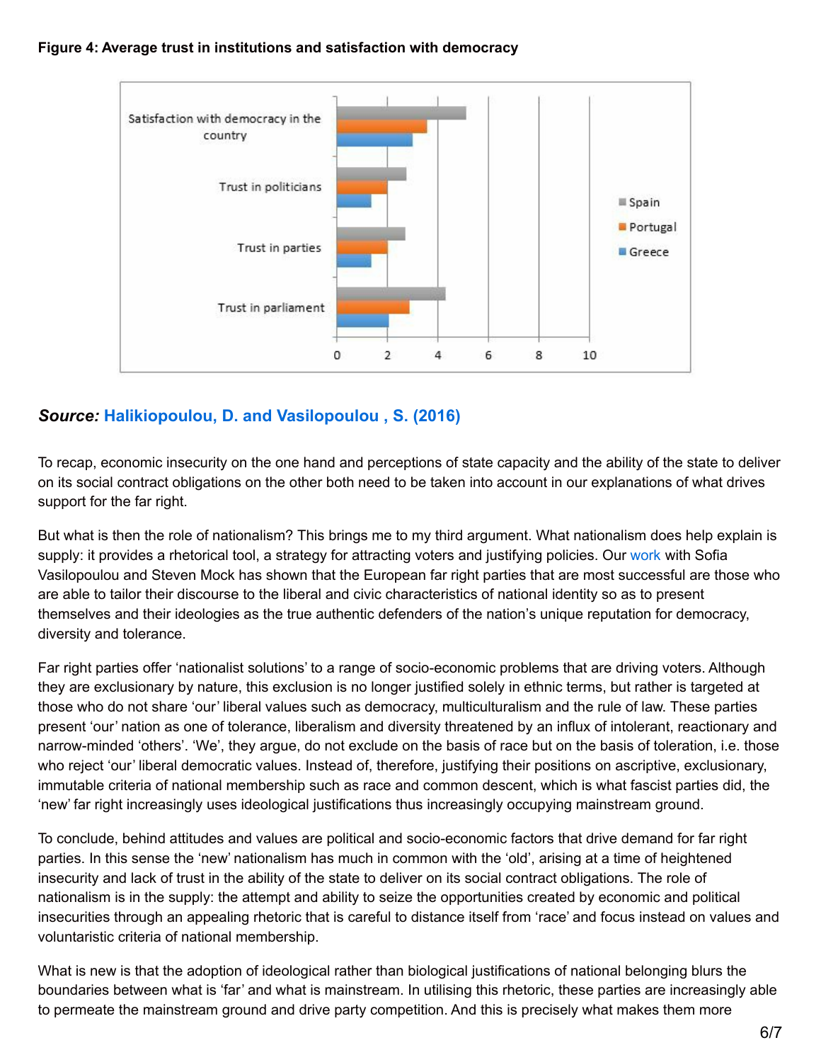**Figure 4: Average trust in institutions and satisfaction with democracy**

***Source:* Halikiopoulou, D. and Vasilopoulou , S. (2016)**

To recap, economic insecurity on the one hand and perceptions of state capacity and the ability of the state to deliver on its social contract obligations on the other both need to be taken into account in our explanations of what drives support for the far right.

But what is then the role of nationalism? This brings me to my third argument. What nationalism does help explain is supply: it provides a rhetorical tool, a strategy for attracting voters and justifying policies. Our work with Sofia Vasilopoulou and Steven Mock has shown that the European far right parties that are most successful are those who are able to tailor their discourse to the liberal and civic characteristics of national identity so as to present themselves and their ideologies as the true authentic defenders of the nation's unique reputation for democracy, diversity and tolerance.

Far right parties offer 'nationalist solutions' to a range of socio-economic problems that are driving voters. Although they are exclusionary by nature, this exclusion is no longer justified solely in ethnic terms, but rather is targeted at those who do not share 'our' liberal values such as democracy, multiculturalism and the rule of law. These parties present 'our' nation as one of tolerance, liberalism and diversity threatened by an influx of intolerant, reactionary and narrow-minded 'others'. 'We', they argue, do not exclude on the basis of race but on the basis of toleration, i.e. those who reject 'our' liberal democratic values. Instead of, therefore, justifying their positions on ascriptive, exclusionary, immutable criteria of national membership such as race and common descent, which is what fascist parties did, the 'new' far right increasingly uses ideological justifications thus increasingly occupying mainstream ground.

To conclude, behind attitudes and values are political and socio-economic factors that drive demand for far right parties. In this sense the 'new' nationalism has much in common with the 'old', arising at a time of heightened insecurity and lack of trust in the ability of the state to deliver on its social contract obligations. The role of nationalism is in the supply: the attempt and ability to seize the opportunities created by economic and political insecurities through an appealing rhetoric that is careful to distance itself from 'race' and focus instead on values and voluntaristic criteria of national membership.

What is new is that the adoption of ideological rather than biological justifications of national belonging blurs the boundaries between what is 'far' and what is mainstream. In utilising this rhetoric, these parties are increasingly able to permeate the mainstream ground and drive party competition. And this is precisely what makes them more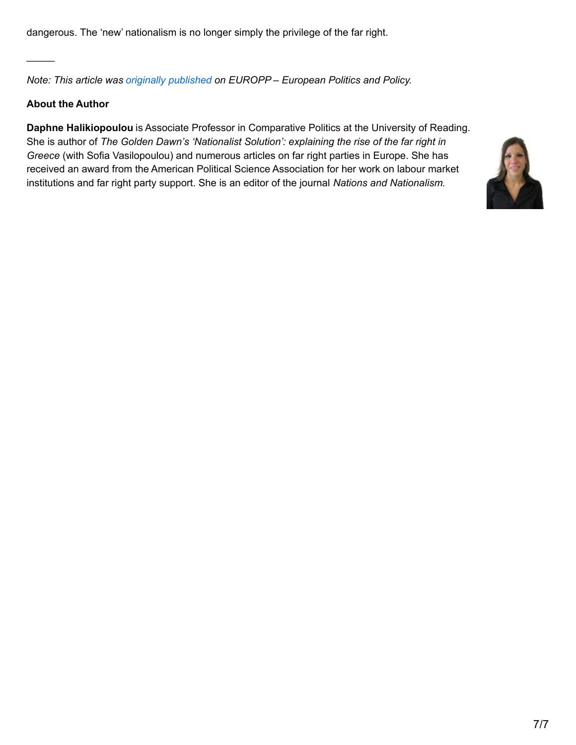dangerous. The 'new' nationalism is no longer simply the privilege of the far right.

—

*Note: This article was originally published on EUROPP – European Politics and Policy.*

**About the Author**

**Daphne Halikiopoulou** is Associate Professor in Comparative Politics at the University of Reading. She is author of *The Golden Dawn's 'Nationalist Solution': explaining the rise of the far right in Greece* (with Sofia Vasilopoulou) and numerous articles on far right parties in Europe. She has received an award from the American Political Science Association for her work on labour market institutions and far right party support. She is an editor of the journal *Nations and Nationalism*.